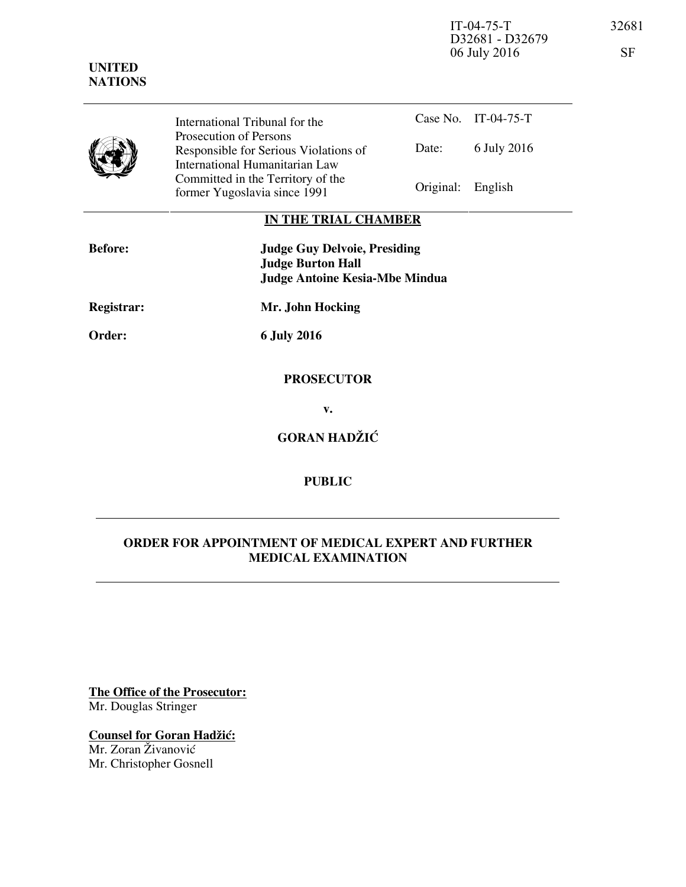IT-04-75-T 32681
D32681 - D32679
06 July 2016 SF

**UNITED NATIONS**

| | International Tribunal for the Prosecution of Persons Responsible for Serious Violations of International Humanitarian Law Committed in the Territory of the former Yugoslavia since 1991 | Case No. | IT-04-75-T |
|---|---|---|---|
| | | Date: | 6 July 2016 |
| | | Original: | English |

**IN THE TRIAL CHAMBER**

**Before:** **Judge Guy Delvoie, Presiding**
**Judge Burton Hall**
**Judge Antoine Kesia-Mbe Mindua**

**Registrar:** **Mr. John Hocking**

**Order:** **6 July 2016**

**PROSECUTOR**

**v.**

**GORAN HADŽIĆ**

**PUBLIC**

**ORDER FOR APPOINTMENT OF MEDICAL EXPERT AND FURTHER MEDICAL EXAMINATION**

**The Office of the Prosecutor:**
Mr. Douglas Stringer

**Counsel for Goran Hadžić:**
Mr. Zoran Živanović
Mr. Christopher Gosnell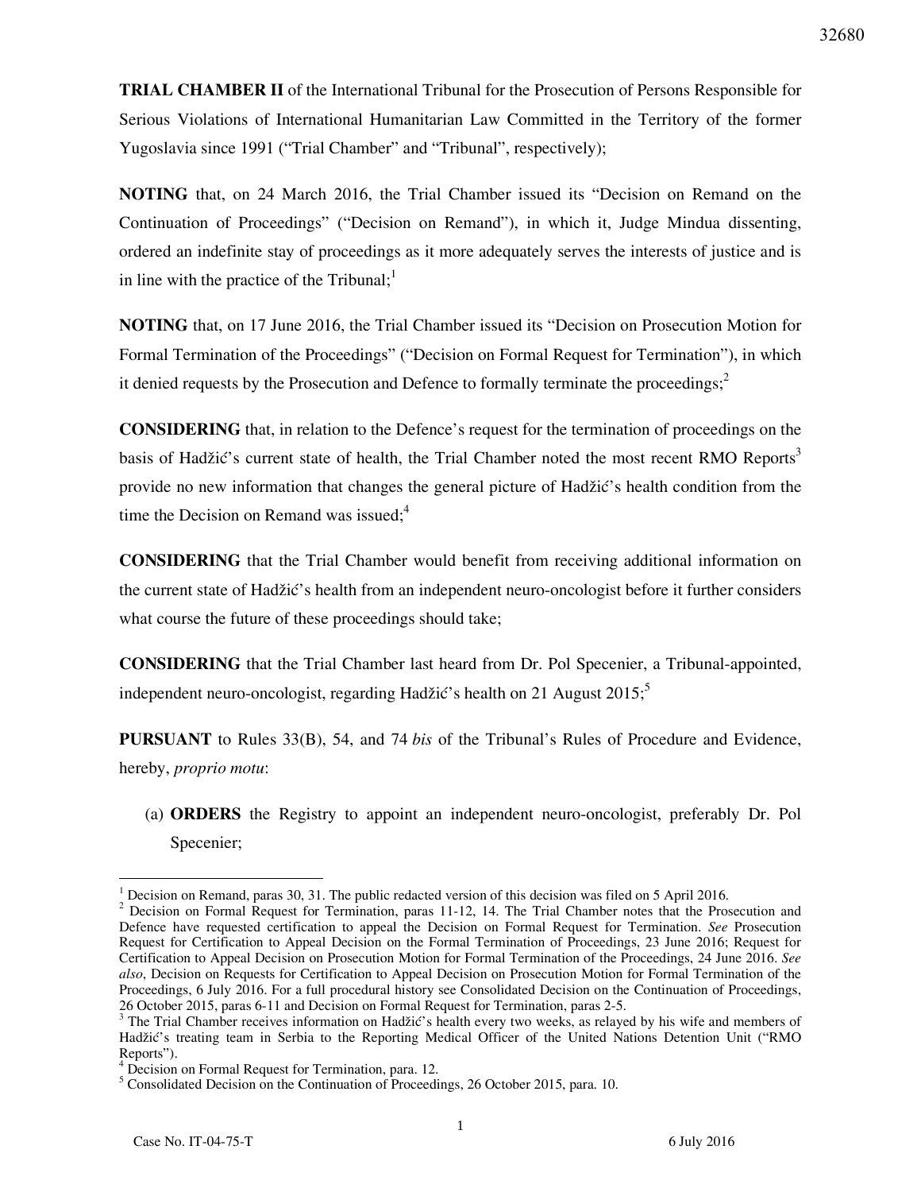**TRIAL CHAMBER II** of the International Tribunal for the Prosecution of Persons Responsible for Serious Violations of International Humanitarian Law Committed in the Territory of the former Yugoslavia since 1991 ("Trial Chamber" and "Tribunal", respectively);

**NOTING** that, on 24 March 2016, the Trial Chamber issued its "Decision on Remand on the Continuation of Proceedings" ("Decision on Remand"), in which it, Judge Mindua dissenting, ordered an indefinite stay of proceedings as it more adequately serves the interests of justice and is in line with the practice of the Tribunal;[1]

**NOTING** that, on 17 June 2016, the Trial Chamber issued its "Decision on Prosecution Motion for Formal Termination of the Proceedings" ("Decision on Formal Request for Termination"), in which it denied requests by the Prosecution and Defence to formally terminate the proceedings;[2]

**CONSIDERING** that, in relation to the Defence's request for the termination of proceedings on the basis of Hadžić's current state of health, the Trial Chamber noted the most recent RMO Reports[3] provide no new information that changes the general picture of Hadžić's health condition from the time the Decision on Remand was issued;[4]

**CONSIDERING** that the Trial Chamber would benefit from receiving additional information on the current state of Hadžić's health from an independent neuro-oncologist before it further considers what course the future of these proceedings should take;

**CONSIDERING** that the Trial Chamber last heard from Dr. Pol Specenier, a Tribunal-appointed, independent neuro-oncologist, regarding Hadžić's health on 21 August 2015;[5]

**PURSUANT** to Rules 33(B), 54, and 74 *bis* of the Tribunal's Rules of Procedure and Evidence, hereby, *proprio motu*:

(a) **ORDERS** the Registry to appoint an independent neuro-oncologist, preferably Dr. Pol Specenier;

---

[1] Decision on Remand, paras 30, 31. The public redacted version of this decision was filed on 5 April 2016.

[2] Decision on Formal Request for Termination, paras 11-12, 14. The Trial Chamber notes that the Prosecution and Defence have requested certification to appeal the Decision on Formal Request for Termination. *See* Prosecution Request for Certification to Appeal Decision on the Formal Termination of Proceedings, 23 June 2016; Request for Certification to Appeal Decision on Prosecution Motion for Formal Termination of the Proceedings, 24 June 2016. *See also*, Decision on Requests for Certification to Appeal Decision on Prosecution Motion for Formal Termination of the Proceedings, 6 July 2016. For a full procedural history see Consolidated Decision on the Continuation of Proceedings, 26 October 2015, paras 6-11 and Decision on Formal Request for Termination, paras 2-5.

[3] The Trial Chamber receives information on Hadžić's health every two weeks, as relayed by his wife and members of Hadžić's treating team in Serbia to the Reporting Medical Officer of the United Nations Detention Unit ("RMO Reports").

[4] Decision on Formal Request for Termination, para. 12.

[5] Consolidated Decision on the Continuation of Proceedings, 26 October 2015, para. 10.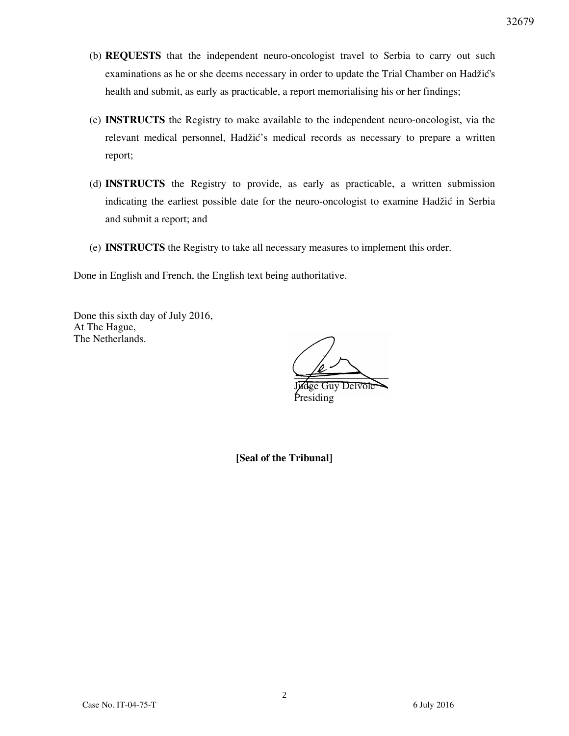(b) **REQUESTS** that the independent neuro-oncologist travel to Serbia to carry out such examinations as he or she deems necessary in order to update the Trial Chamber on Hadžić's health and submit, as early as practicable, a report memorialising his or her findings;

(c) **INSTRUCTS** the Registry to make available to the independent neuro-oncologist, via the relevant medical personnel, Hadžić's medical records as necessary to prepare a written report;

(d) **INSTRUCTS** the Registry to provide, as early as practicable, a written submission indicating the earliest possible date for the neuro-oncologist to examine Hadžić in Serbia and submit a report; and

(e) **INSTRUCTS** the Registry to take all necessary measures to implement this order.

Done in English and French, the English text being authoritative.

Done this sixth day of July 2016,
At The Hague,
The Netherlands.

Judge Guy Delvoie
Presiding

**[Seal of the Tribunal]**